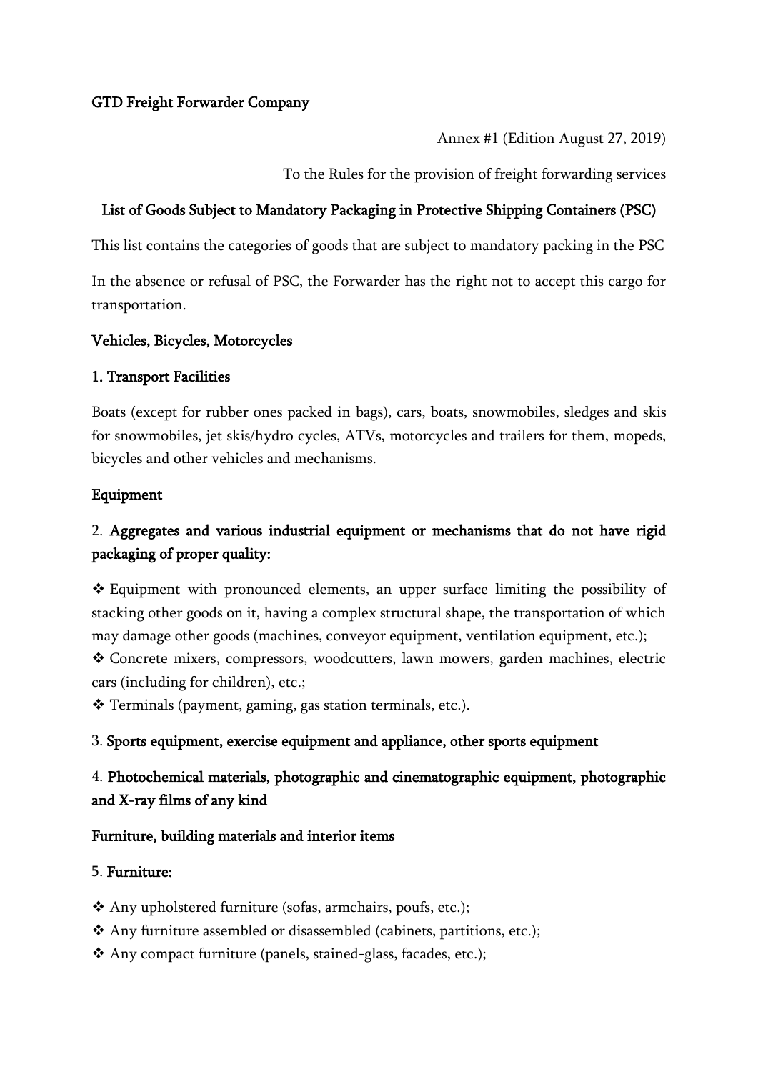**GTD Freight Forwarder Company**

Annex #1 (Edition August 27, 2019)

To the Rules for the provision of freight forwarding services

## List of Goods Subject to Mandatory Packaging in Protective Shipping Containers (PSC)

This list contains the categories of goods that are subject to mandatory packing in the PSC

In the absence or refusal of PSC, the Forwarder has the right not to accept this cargo for transportation.

### Vehicles, Bicycles, Motorcycles

#### 1. Transport Facilities

Boats (except for rubber ones packed in bags), cars, boats, snowmobiles, sledges and skis for snowmobiles, jet skis/hydro cycles, ATVs, motorcycles and trailers for them, mopeds, bicycles and other vehicles and mechanisms.

### Equipment

#### 2. Aggregates and various industrial equipment or mechanisms that do not have rigid packaging of proper quality:

- ❖ Equipment with pronounced elements, an upper surface limiting the possibility of stacking other goods on it, having a complex structural shape, the transportation of which may damage other goods (machines, conveyor equipment, ventilation equipment, etc.);
- ❖ Concrete mixers, compressors, woodcutters, lawn mowers, garden machines, electric cars (including for children), etc.;
- ❖ Terminals (payment, gaming, gas station terminals, etc.).

#### 3. Sports equipment, exercise equipment and appliance, other sports equipment

#### 4. Photochemical materials, photographic and cinematographic equipment, photographic and X-ray films of any kind

### Furniture, building materials and interior items

#### 5. Furniture:

- ❖ Any upholstered furniture (sofas, armchairs, poufs, etc.);
- ❖ Any furniture assembled or disassembled (cabinets, partitions, etc.);
- ❖ Any compact furniture (panels, stained-glass, facades, etc.);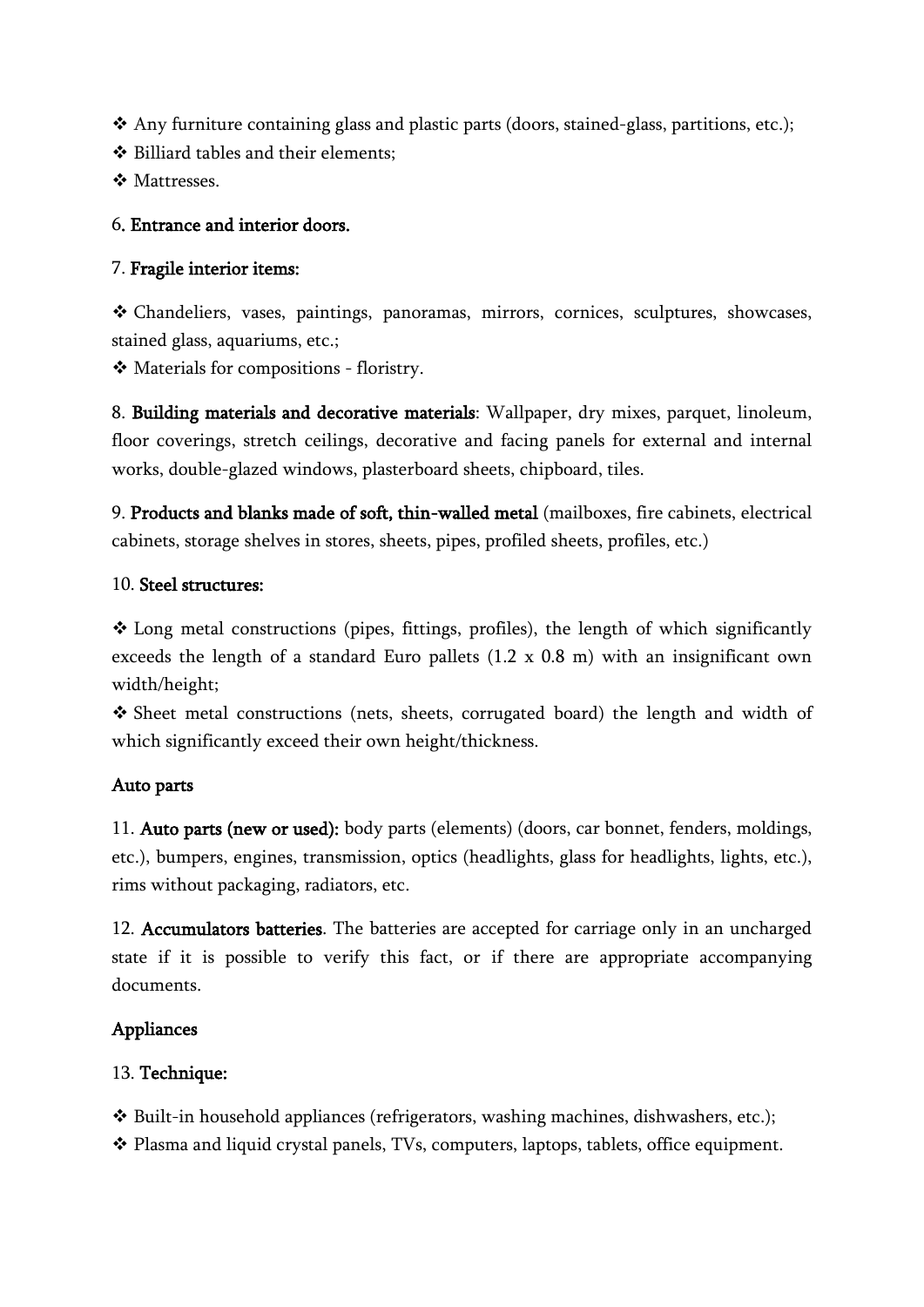- Any furniture containing glass and plastic parts (doors, stained-glass, partitions, etc.);
- Billiard tables and their elements;
- Mattresses.

6. **Entrance and interior doors.**

7. **Fragile interior items:**

- Chandeliers, vases, paintings, panoramas, mirrors, cornices, sculptures, showcases, stained glass, aquariums, etc.;
- Materials for compositions - floristry.

8. **Building materials and decorative materials**: Wallpaper, dry mixes, parquet, linoleum, floor coverings, stretch ceilings, decorative and facing panels for external and internal works, double-glazed windows, plasterboard sheets, chipboard, tiles.

9. **Products and blanks made of soft, thin-walled metal** (mailboxes, fire cabinets, electrical cabinets, storage shelves in stores, sheets, pipes, profiled sheets, profiles, etc.)

10. **Steel structures:**

- Long metal constructions (pipes, fittings, profiles), the length of which significantly exceeds the length of a standard Euro pallets (1.2 x 0.8 m) with an insignificant own width/height;
- Sheet metal constructions (nets, sheets, corrugated board) the length and width of which significantly exceed their own height/thickness.

**Auto parts**

11. **Auto parts (new or used):** body parts (elements) (doors, car bonnet, fenders, moldings, etc.), bumpers, engines, transmission, optics (headlights, glass for headlights, lights, etc.), rims without packaging, radiators, etc.

12. **Accumulators batteries**. The batteries are accepted for carriage only in an uncharged state if it is possible to verify this fact, or if there are appropriate accompanying documents.

**Appliances**

13. **Technique:**

- Built-in household appliances (refrigerators, washing machines, dishwashers, etc.);
- Plasma and liquid crystal panels, TVs, computers, laptops, tablets, office equipment.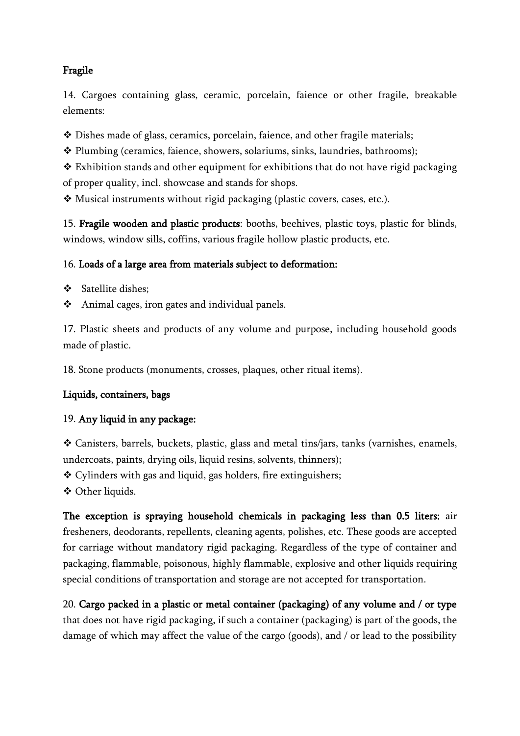**Fragile**

14. Cargoes containing glass, ceramic, porcelain, faience or other fragile, breakable elements:

❖ Dishes made of glass, ceramics, porcelain, faience, and other fragile materials;

❖ Plumbing (ceramics, faience, showers, solariums, sinks, laundries, bathrooms);

❖ Exhibition stands and other equipment for exhibitions that do not have rigid packaging of proper quality, incl. showcase and stands for shops.

❖ Musical instruments without rigid packaging (plastic covers, cases, etc.).

15. **Fragile wooden and plastic products**: booths, beehives, plastic toys, plastic for blinds, windows, window sills, coffins, various fragile hollow plastic products, etc.

16. **Loads of a large area from materials subject to deformation:**

❖ Satellite dishes;

❖ Animal cages, iron gates and individual panels.

17. Plastic sheets and products of any volume and purpose, including household goods made of plastic.

18. Stone products (monuments, crosses, plaques, other ritual items).

**Liquids, containers, bags**

19. **Any liquid in any package:**

❖ Canisters, barrels, buckets, plastic, glass and metal tins/jars, tanks (varnishes, enamels, undercoats, paints, drying oils, liquid resins, solvents, thinners);

❖ Cylinders with gas and liquid, gas holders, fire extinguishers;

❖ Other liquids.

**The exception is spraying household chemicals in packaging less than 0.5 liters:** air fresheners, deodorants, repellents, cleaning agents, polishes, etc. These goods are accepted for carriage without mandatory rigid packaging. Regardless of the type of container and packaging, flammable, poisonous, highly flammable, explosive and other liquids requiring special conditions of transportation and storage are not accepted for transportation.

20. **Cargo packed in a plastic or metal container (packaging) of any volume and / or type** that does not have rigid packaging, if such a container (packaging) is part of the goods, the damage of which may affect the value of the cargo (goods), and / or lead to the possibility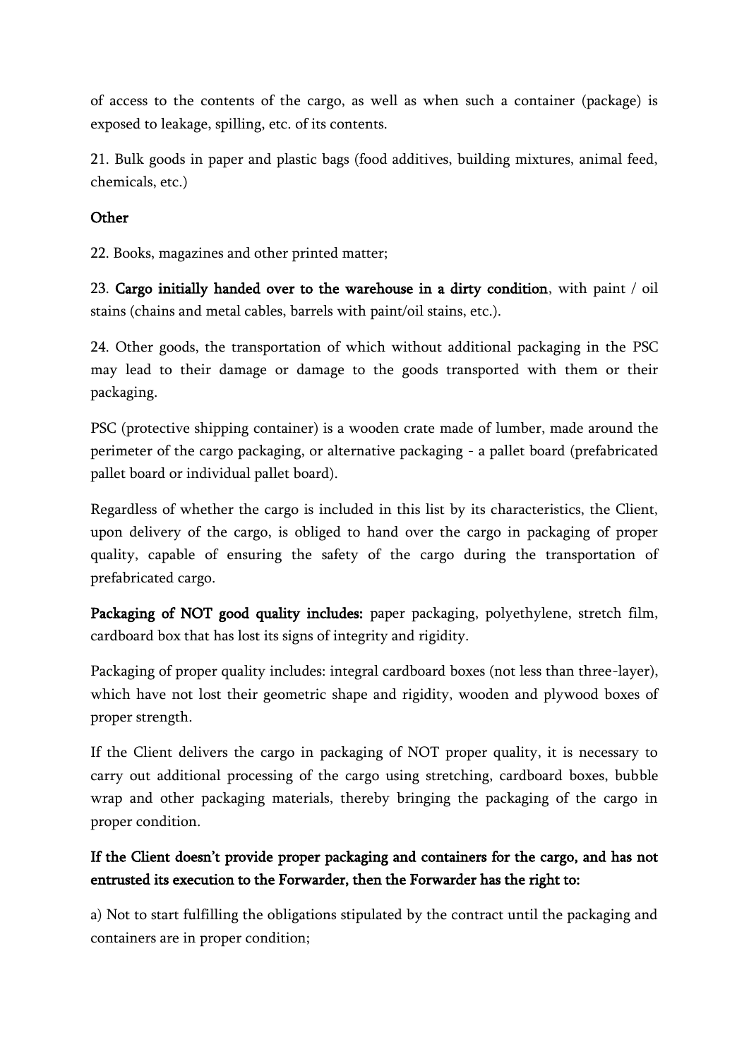of access to the contents of the cargo, as well as when such a container (package) is exposed to leakage, spilling, etc. of its contents.

21. Bulk goods in paper and plastic bags (food additives, building mixtures, animal feed, chemicals, etc.)

Other

22. Books, magazines and other printed matter;

23. **Cargo initially handed over to the warehouse in a dirty condition**, with paint / oil stains (chains and metal cables, barrels with paint/oil stains, etc.).

24. Other goods, the transportation of which without additional packaging in the PSC may lead to their damage or damage to the goods transported with them or their packaging.

PSC (protective shipping container) is a wooden crate made of lumber, made around the perimeter of the cargo packaging, or alternative packaging - a pallet board (prefabricated pallet board or individual pallet board).

Regardless of whether the cargo is included in this list by its characteristics, the Client, upon delivery of the cargo, is obliged to hand over the cargo in packaging of proper quality, capable of ensuring the safety of the cargo during the transportation of prefabricated cargo.

**Packaging of NOT good quality includes:** paper packaging, polyethylene, stretch film, cardboard box that has lost its signs of integrity and rigidity.

Packaging of proper quality includes: integral cardboard boxes (not less than three-layer), which have not lost their geometric shape and rigidity, wooden and plywood boxes of proper strength.

If the Client delivers the cargo in packaging of NOT proper quality, it is necessary to carry out additional processing of the cargo using stretching, cardboard boxes, bubble wrap and other packaging materials, thereby bringing the packaging of the cargo in proper condition.

**If the Client doesn't provide proper packaging and containers for the cargo, and has not entrusted its execution to the Forwarder, then the Forwarder has the right to:**

a) Not to start fulfilling the obligations stipulated by the contract until the packaging and containers are in proper condition;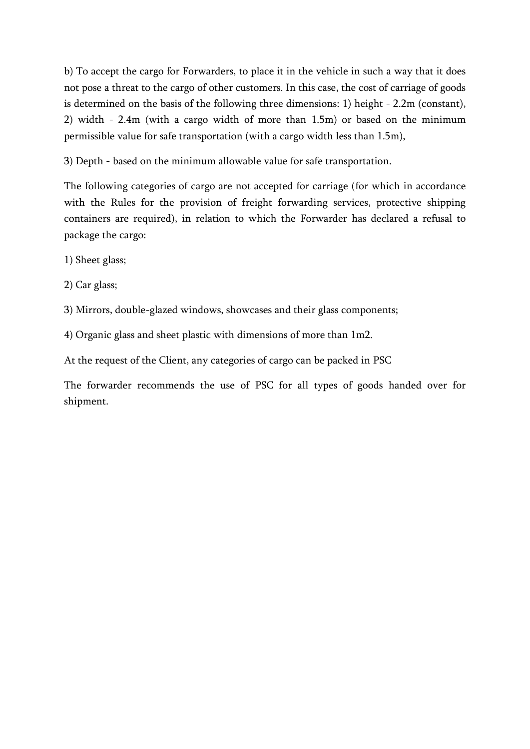b) To accept the cargo for Forwarders, to place it in the vehicle in such a way that it does not pose a threat to the cargo of other customers. In this case, the cost of carriage of goods is determined on the basis of the following three dimensions: 1) height - 2.2m (constant), 2) width - 2.4m (with a cargo width of more than 1.5m) or based on the minimum permissible value for safe transportation (with a cargo width less than 1.5m),

3) Depth - based on the minimum allowable value for safe transportation.

The following categories of cargo are not accepted for carriage (for which in accordance with the Rules for the provision of freight forwarding services, protective shipping containers are required), in relation to which the Forwarder has declared a refusal to package the cargo:

1) Sheet glass;

2) Car glass;

3) Mirrors, double-glazed windows, showcases and their glass components;

4) Organic glass and sheet plastic with dimensions of more than 1m2.

At the request of the Client, any categories of cargo can be packed in PSC

The forwarder recommends the use of PSC for all types of goods handed over for shipment.